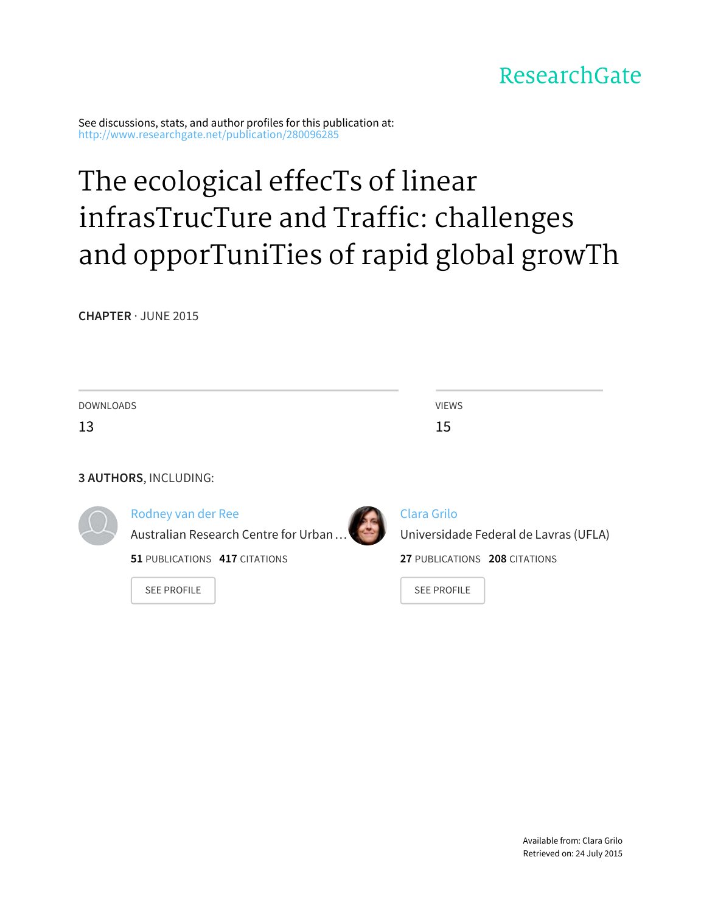ResearchGate

See discussions, stats, and author profiles for this publication at: http://www.researchgate.net/publication/280096285

# The ecological effecTs of linear infrasTrucTure and Traffic: challenges and opporTuniTies of rapid global growTh

**CHAPTER** · JUNE 2015

DOWNLOADS

13

VIEWS

15

**3 AUTHORS**, INCLUDING:

Rodney van der Ree
Australian Research Centre for Urban …
**51** PUBLICATIONS **417** CITATIONS

SEE PROFILE

Clara Grilo
Universidade Federal de Lavras (UFLA)
**27** PUBLICATIONS **208** CITATIONS

SEE PROFILE

Available from: Clara Grilo
Retrieved on: 24 July 2015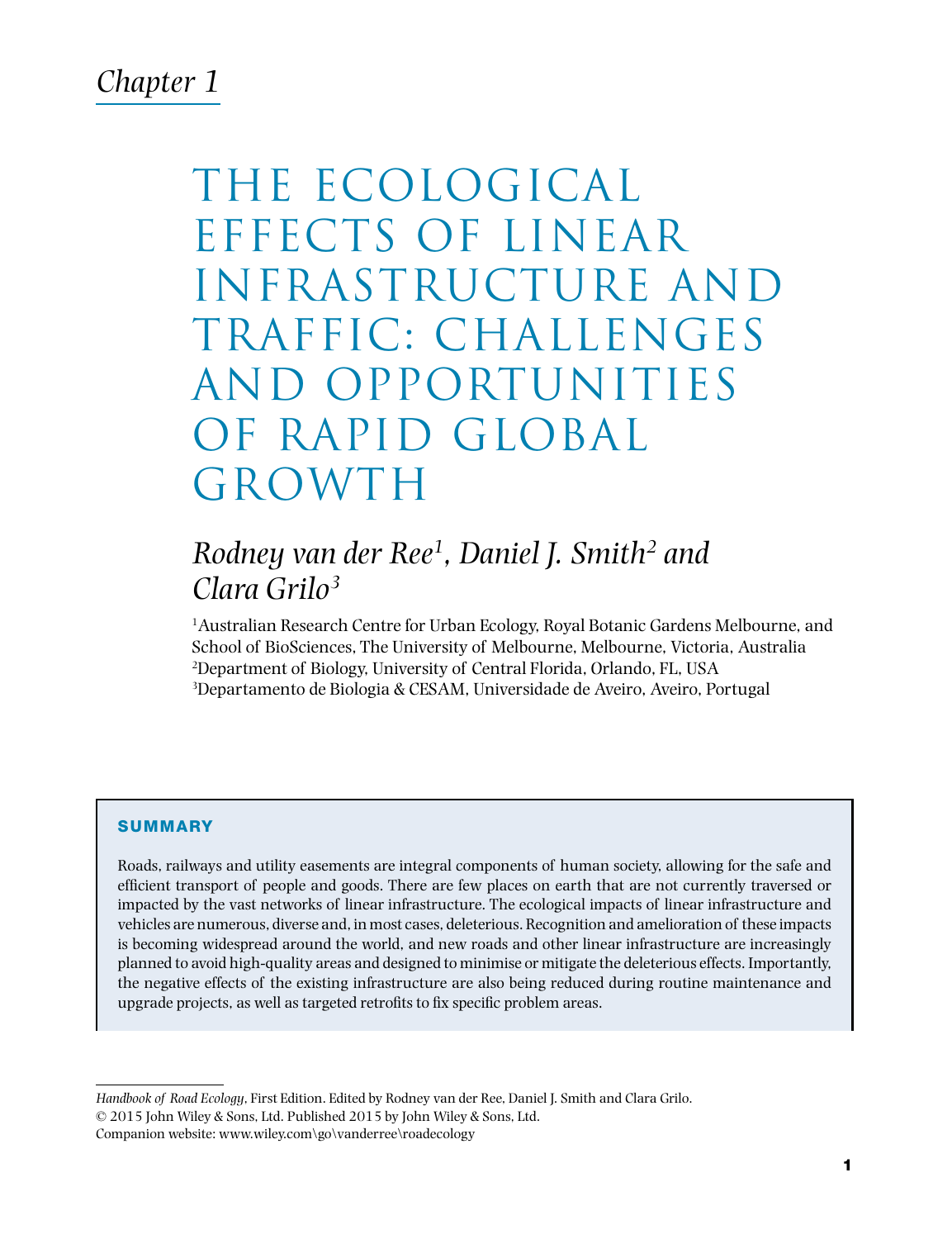*Chapter 1*

# THE ECOLOGICAL EFFECTS OF LINEAR INFRASTRUCTURE AND TRAFFIC: CHALLENGES AND OPPORTUNITIES OF RAPID GLOBAL GROWTH

## *Rodney van der Ree*[1]*, Daniel J. Smith*[2] *and Clara Grilo*[3]

[1]Australian Research Centre for Urban Ecology, Royal Botanic Gardens Melbourne, and School of BioSciences, The University of Melbourne, Melbourne, Victoria, Australia
[2]Department of Biology, University of Central Florida, Orlando, FL, USA
[3]Departamento de Biologia & CESAM, Universidade de Aveiro, Aveiro, Portugal

### SUMMARY

Roads, railways and utility easements are integral components of human society, allowing for the safe and efficient transport of people and goods. There are few places on earth that are not currently traversed or impacted by the vast networks of linear infrastructure. The ecological impacts of linear infrastructure and vehicles are numerous, diverse and, in most cases, deleterious. Recognition and amelioration of these impacts is becoming widespread around the world, and new roads and other linear infrastructure are increasingly planned to avoid high-quality areas and designed to minimise or mitigate the deleterious effects. Importantly, the negative effects of the existing infrastructure are also being reduced during routine maintenance and upgrade projects, as well as targeted retrofits to fix specific problem areas.

---

*Handbook of Road Ecology*, First Edition. Edited by Rodney van der Ree, Daniel J. Smith and Clara Grilo.
© 2015 John Wiley & Sons, Ltd. Published 2015 by John Wiley & Sons, Ltd.
Companion website: www.wiley.com\go\vanderree\roadecology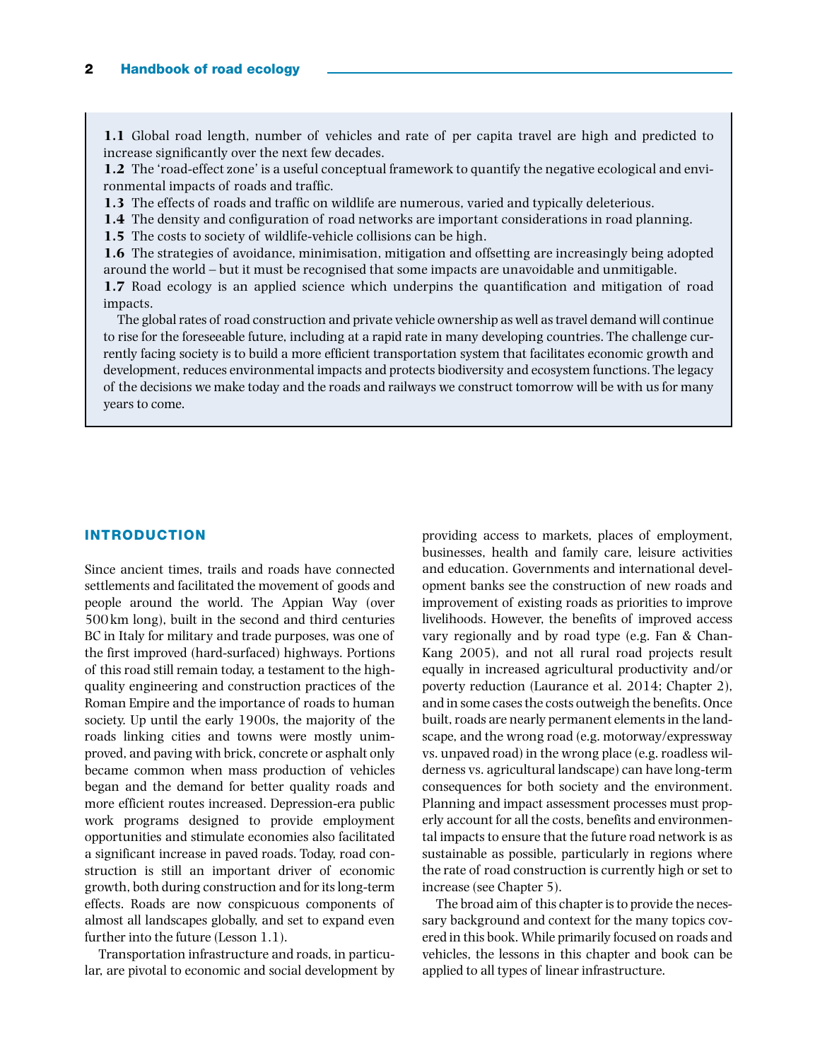**1.1** Global road length, number of vehicles and rate of per capita travel are high and predicted to increase significantly over the next few decades.

**1.2** The 'road-effect zone' is a useful conceptual framework to quantify the negative ecological and environmental impacts of roads and traffic.

**1.3** The effects of roads and traffic on wildlife are numerous, varied and typically deleterious.

**1.4** The density and configuration of road networks are important considerations in road planning.

**1.5** The costs to society of wildlife-vehicle collisions can be high.

**1.6** The strategies of avoidance, minimisation, mitigation and offsetting are increasingly being adopted around the world – but it must be recognised that some impacts are unavoidable and unmitigable.

**1.7** Road ecology is an applied science which underpins the quantification and mitigation of road impacts.

The global rates of road construction and private vehicle ownership as well as travel demand will continue to rise for the foreseeable future, including at a rapid rate in many developing countries. The challenge currently facing society is to build a more efficient transportation system that facilitates economic growth and development, reduces environmental impacts and protects biodiversity and ecosystem functions. The legacy of the decisions we make today and the roads and railways we construct tomorrow will be with us for many years to come.

## INTRODUCTION

Since ancient times, trails and roads have connected settlements and facilitated the movement of goods and people around the world. The Appian Way (over 500 km long), built in the second and third centuries BC in Italy for military and trade purposes, was one of the first improved (hard-surfaced) highways. Portions of this road still remain today, a testament to the high-quality engineering and construction practices of the Roman Empire and the importance of roads to human society. Up until the early 1900s, the majority of the roads linking cities and towns were mostly unimproved, and paving with brick, concrete or asphalt only became common when mass production of vehicles began and the demand for better quality roads and more efficient routes increased. Depression-era public work programs designed to provide employment opportunities and stimulate economies also facilitated a significant increase in paved roads. Today, road construction is still an important driver of economic growth, both during construction and for its long-term effects. Roads are now conspicuous components of almost all landscapes globally, and set to expand even further into the future (Lesson 1.1).

Transportation infrastructure and roads, in particular, are pivotal to economic and social development by providing access to markets, places of employment, businesses, health and family care, leisure activities and education. Governments and international development banks see the construction of new roads and improvement of existing roads as priorities to improve livelihoods. However, the benefits of improved access vary regionally and by road type (e.g. Fan & Chan-Kang 2005), and not all rural road projects result equally in increased agricultural productivity and/or poverty reduction (Laurance et al. 2014; Chapter 2), and in some cases the costs outweigh the benefits. Once built, roads are nearly permanent elements in the landscape, and the wrong road (e.g. motorway/expressway vs. unpaved road) in the wrong place (e.g. roadless wilderness vs. agricultural landscape) can have long-term consequences for both society and the environment. Planning and impact assessment processes must properly account for all the costs, benefits and environmental impacts to ensure that the future road network is as sustainable as possible, particularly in regions where the rate of road construction is currently high or set to increase (see Chapter 5).

The broad aim of this chapter is to provide the necessary background and context for the many topics covered in this book. While primarily focused on roads and vehicles, the lessons in this chapter and book can be applied to all types of linear infrastructure.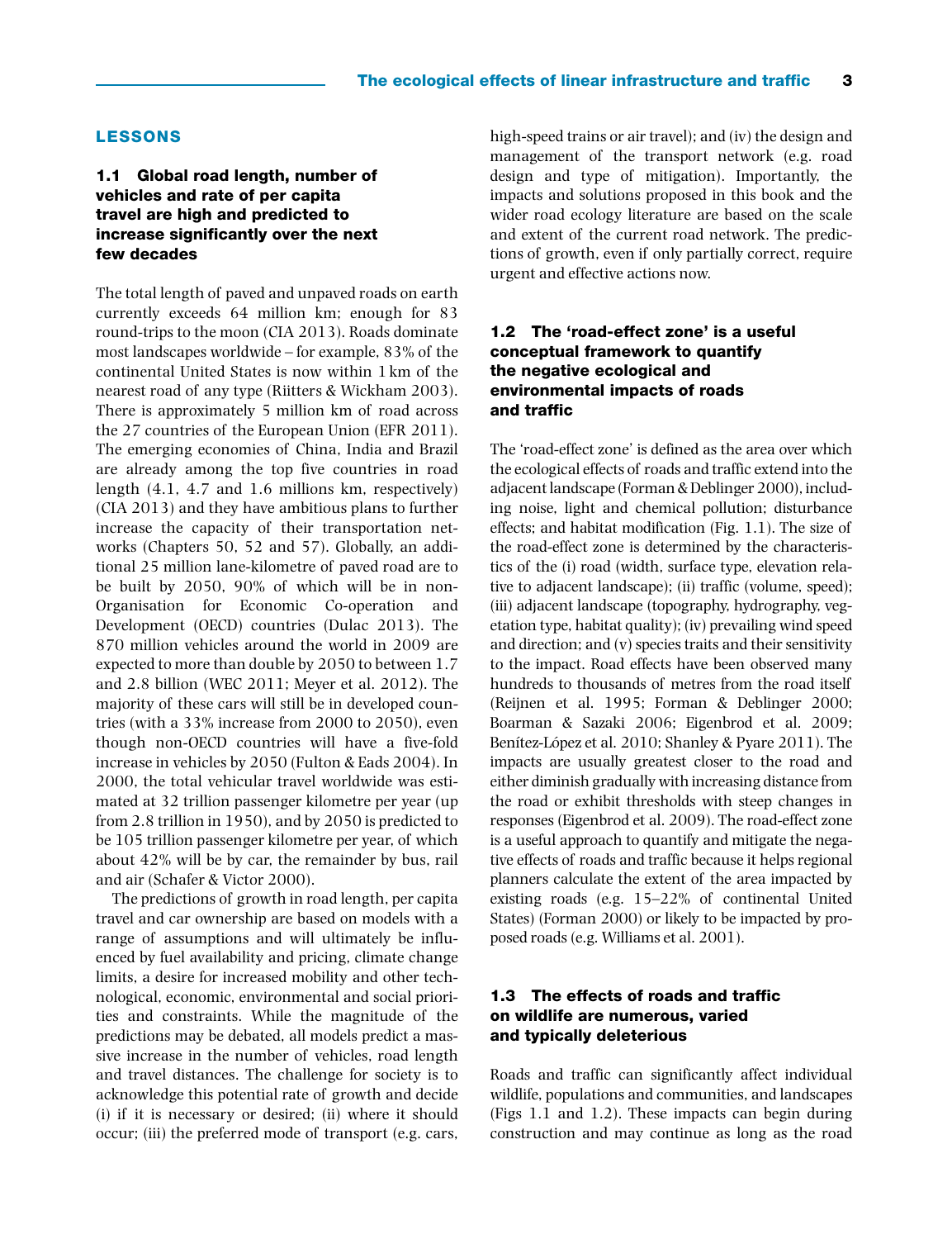## LESSONS

### 1.1 Global road length, number of vehicles and rate of per capita travel are high and predicted to increase significantly over the next few decades

The total length of paved and unpaved roads on earth currently exceeds 64 million km; enough for 83 round-trips to the moon (CIA 2013). Roads dominate most landscapes worldwide – for example, 83% of the continental United States is now within 1 km of the nearest road of any type (Riitters & Wickham 2003). There is approximately 5 million km of road across the 27 countries of the European Union (EFR 2011). The emerging economies of China, India and Brazil are already among the top five countries in road length (4.1, 4.7 and 1.6 millions km, respectively) (CIA 2013) and they have ambitious plans to further increase the capacity of their transportation networks (Chapters 50, 52 and 57). Globally, an additional 25 million lane-kilometre of paved road are to be built by 2050, 90% of which will be in non-Organisation for Economic Co-operation and Development (OECD) countries (Dulac 2013). The 870 million vehicles around the world in 2009 are expected to more than double by 2050 to between 1.7 and 2.8 billion (WEC 2011; Meyer et al. 2012). The majority of these cars will still be in developed countries (with a 33% increase from 2000 to 2050), even though non-OECD countries will have a five-fold increase in vehicles by 2050 (Fulton & Eads 2004). In 2000, the total vehicular travel worldwide was estimated at 32 trillion passenger kilometre per year (up from 2.8 trillion in 1950), and by 2050 is predicted to be 105 trillion passenger kilometre per year, of which about 42% will be by car, the remainder by bus, rail and air (Schafer & Victor 2000).

The predictions of growth in road length, per capita travel and car ownership are based on models with a range of assumptions and will ultimately be influenced by fuel availability and pricing, climate change limits, a desire for increased mobility and other technological, economic, environmental and social priorities and constraints. While the magnitude of the predictions may be debated, all models predict a massive increase in the number of vehicles, road length and travel distances. The challenge for society is to acknowledge this potential rate of growth and decide (i) if it is necessary or desired; (ii) where it should occur; (iii) the preferred mode of transport (e.g. cars, high-speed trains or air travel); and (iv) the design and management of the transport network (e.g. road design and type of mitigation). Importantly, the impacts and solutions proposed in this book and the wider road ecology literature are based on the scale and extent of the current road network. The predictions of growth, even if only partially correct, require urgent and effective actions now.

### 1.2 The 'road-effect zone' is a useful conceptual framework to quantify the negative ecological and environmental impacts of roads and traffic

The 'road-effect zone' is defined as the area over which the ecological effects of roads and traffic extend into the adjacent landscape (Forman & Deblinger 2000), including noise, light and chemical pollution; disturbance effects; and habitat modification (Fig. 1.1). The size of the road-effect zone is determined by the characteristics of the (i) road (width, surface type, elevation relative to adjacent landscape); (ii) traffic (volume, speed); (iii) adjacent landscape (topography, hydrography, vegetation type, habitat quality); (iv) prevailing wind speed and direction; and (v) species traits and their sensitivity to the impact. Road effects have been observed many hundreds to thousands of metres from the road itself (Reijnen et al. 1995; Forman & Deblinger 2000; Boarman & Sazaki 2006; Eigenbrod et al. 2009; Benítez-López et al. 2010; Shanley & Pyare 2011). The impacts are usually greatest closer to the road and either diminish gradually with increasing distance from the road or exhibit thresholds with steep changes in responses (Eigenbrod et al. 2009). The road-effect zone is a useful approach to quantify and mitigate the negative effects of roads and traffic because it helps regional planners calculate the extent of the area impacted by existing roads (e.g. 15–22% of continental United States) (Forman 2000) or likely to be impacted by proposed roads (e.g. Williams et al. 2001).

### 1.3 The effects of roads and traffic on wildlife are numerous, varied and typically deleterious

Roads and traffic can significantly affect individual wildlife, populations and communities, and landscapes (Figs 1.1 and 1.2). These impacts can begin during construction and may continue as long as the road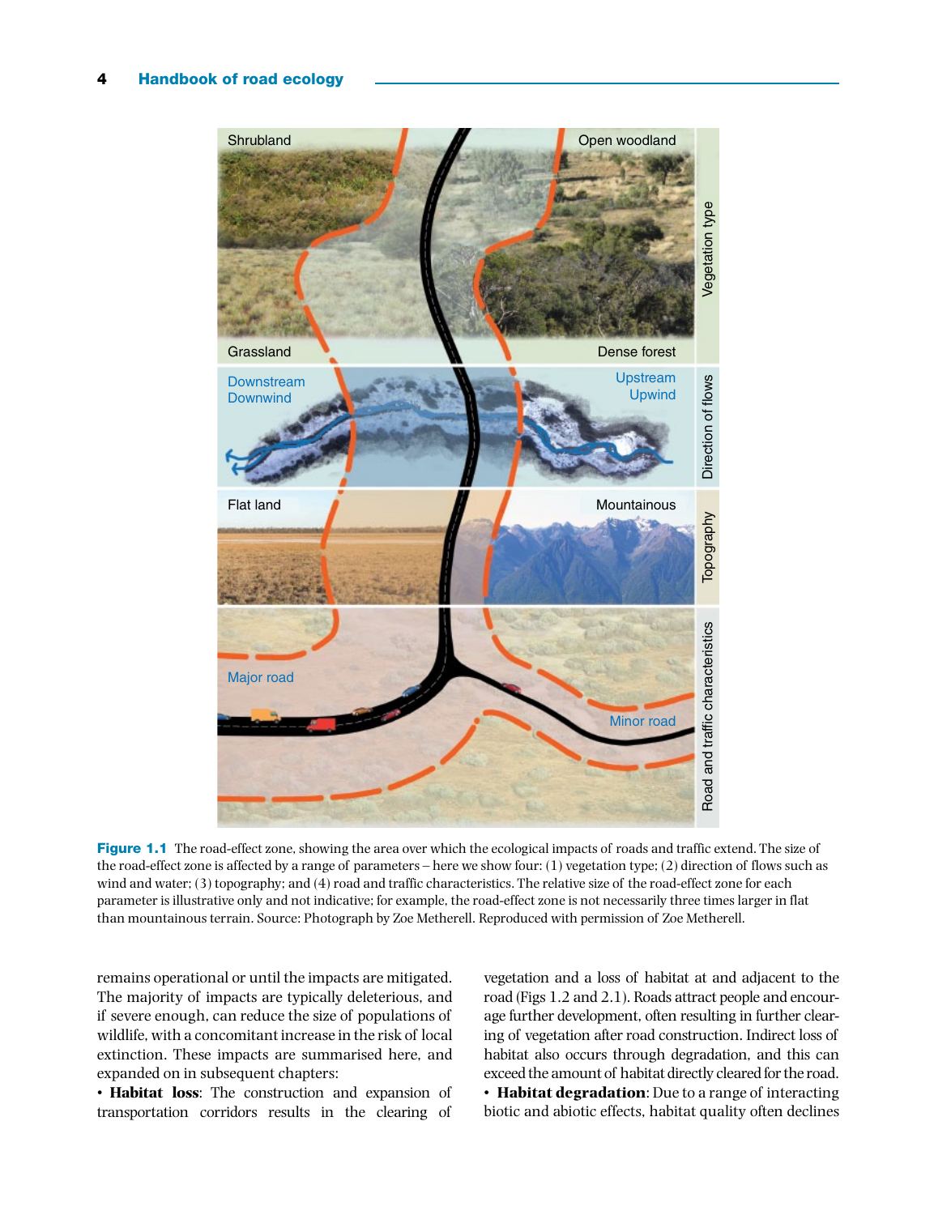**Figure 1.1** The road-effect zone, showing the area over which the ecological impacts of roads and traffic extend. The size of the road-effect zone is affected by a range of parameters – here we show four: (1) vegetation type; (2) direction of flows such as wind and water; (3) topography; and (4) road and traffic characteristics. The relative size of the road-effect zone for each parameter is illustrative only and not indicative; for example, the road-effect zone is not necessarily three times larger in flat than mountainous terrain. Source: Photograph by Zoe Metherell. Reproduced with permission of Zoe Metherell.

remains operational or until the impacts are mitigated. The majority of impacts are typically deleterious, and if severe enough, can reduce the size of populations of wildlife, with a concomitant increase in the risk of local extinction. These impacts are summarised here, and expanded on in subsequent chapters:

- **Habitat loss**: The construction and expansion of transportation corridors results in the clearing of vegetation and a loss of habitat at and adjacent to the road (Figs 1.2 and 2.1). Roads attract people and encourage further development, often resulting in further clearing of vegetation after road construction. Indirect loss of habitat also occurs through degradation, and this can exceed the amount of habitat directly cleared for the road.
- **Habitat degradation**: Due to a range of interacting biotic and abiotic effects, habitat quality often declines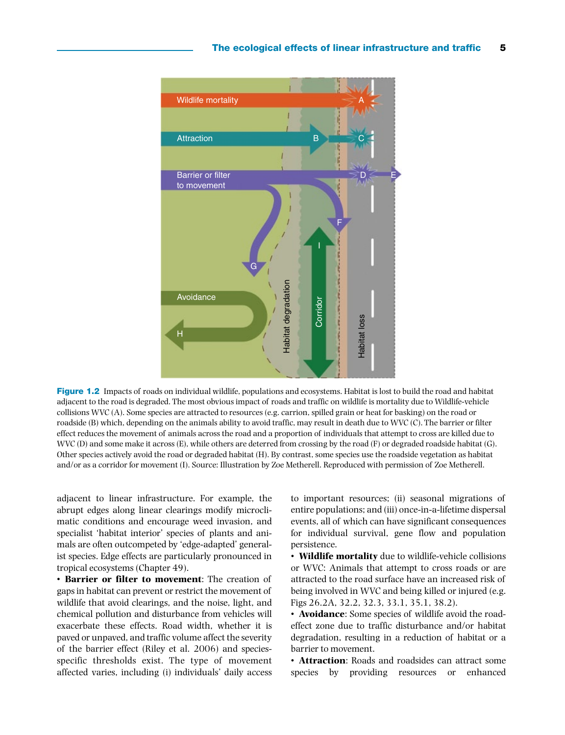**Figure 1.2** Impacts of roads on individual wildlife, populations and ecosystems. Habitat is lost to build the road and habitat adjacent to the road is degraded. The most obvious impact of roads and traffic on wildlife is mortality due to Wildlife-vehicle collisions WVC (A). Some species are attracted to resources (e.g. carrion, spilled grain or heat for basking) on the road or roadside (B) which, depending on the animals ability to avoid traffic, may result in death due to WVC (C). The barrier or filter effect reduces the movement of animals across the road and a proportion of individuals that attempt to cross are killed due to WVC (D) and some make it across (E), while others are deterred from crossing by the road (F) or degraded roadside habitat (G). Other species actively avoid the road or degraded habitat (H). By contrast, some species use the roadside vegetation as habitat and/or as a corridor for movement (I). Source: Illustration by Zoe Metherell. Reproduced with permission of Zoe Metherell.

adjacent to linear infrastructure. For example, the abrupt edges along linear clearings modify microclimatic conditions and encourage weed invasion, and specialist 'habitat interior' species of plants and animals are often outcompeted by 'edge-adapted' generalist species. Edge effects are particularly pronounced in tropical ecosystems (Chapter 49).

- **Barrier or filter to movement**: The creation of gaps in habitat can prevent or restrict the movement of wildlife that avoid clearings, and the noise, light, and chemical pollution and disturbance from vehicles will exacerbate these effects. Road width, whether it is paved or unpaved, and traffic volume affect the severity of the barrier effect (Riley et al. 2006) and species-specific thresholds exist. The type of movement affected varies, including (i) individuals' daily access to important resources; (ii) seasonal migrations of entire populations; and (iii) once-in-a-lifetime dispersal events, all of which can have significant consequences for individual survival, gene flow and population persistence.
- **Wildlife mortality** due to wildlife-vehicle collisions or WVC: Animals that attempt to cross roads or are attracted to the road surface have an increased risk of being involved in WVC and being killed or injured (e.g. Figs 26.2A, 32.2, 32.3, 33.1, 35.1, 38.2).
- **Avoidance**: Some species of wildlife avoid the road-effect zone due to traffic disturbance and/or habitat degradation, resulting in a reduction of habitat or a barrier to movement.
- **Attraction**: Roads and roadsides can attract some species by providing resources or enhanced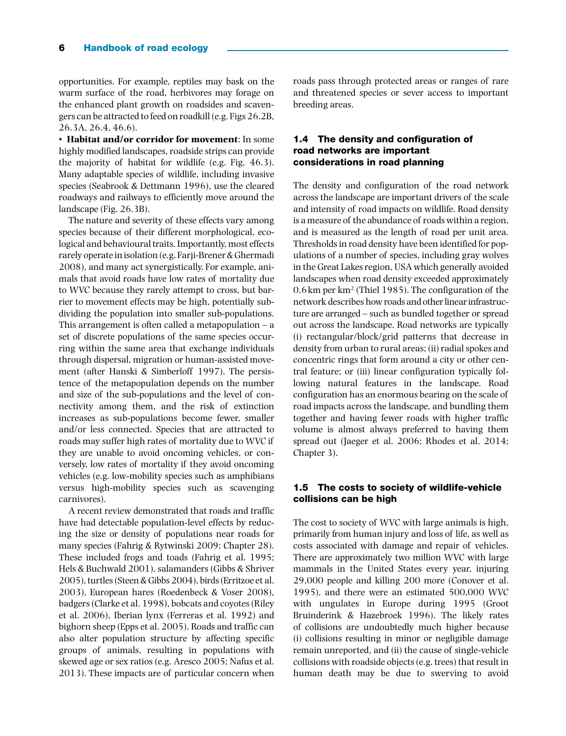opportunities. For example, reptiles may bask on the warm surface of the road, herbivores may forage on the enhanced plant growth on roadsides and scavengers can be attracted to feed on roadkill (e.g. Figs 26.2B, 26.3A, 26.4, 46.6).

• **Habitat and/or corridor for movement**: In some highly modified landscapes, roadside strips can provide the majority of habitat for wildlife (e.g. Fig. 46.3). Many adaptable species of wildlife, including invasive species (Seabrook & Dettmann 1996), use the cleared roadways and railways to efficiently move around the landscape (Fig. 26.3B).

The nature and severity of these effects vary among species because of their different morphological, ecological and behavioural traits. Importantly, most effects rarely operate in isolation (e.g. Farji-Brener & Ghermadi 2008), and many act synergistically. For example, animals that avoid roads have low rates of mortality due to WVC because they rarely attempt to cross, but barrier to movement effects may be high, potentially subdividing the population into smaller sub-populations. This arrangement is often called a metapopulation – a set of discrete populations of the same species occurring within the same area that exchange individuals through dispersal, migration or human-assisted movement (after Hanski & Simberloff 1997). The persistence of the metapopulation depends on the number and size of the sub-populations and the level of connectivity among them, and the risk of extinction increases as sub-populations become fewer, smaller and/or less connected. Species that are attracted to roads may suffer high rates of mortality due to WVC if they are unable to avoid oncoming vehicles, or conversely, low rates of mortality if they avoid oncoming vehicles (e.g. low-mobility species such as amphibians versus high-mobility species such as scavenging carnivores).

A recent review demonstrated that roads and traffic have had detectable population-level effects by reducing the size or density of populations near roads for many species (Fahrig & Rytwinski 2009; Chapter 28). These included frogs and toads (Fahrig et al. 1995; Hels & Buchwald 2001), salamanders (Gibbs & Shriver 2005), turtles (Steen & Gibbs 2004), birds (Erritzoe et al. 2003), European hares (Roedenbeck & Voser 2008), badgers (Clarke et al. 1998), bobcats and coyotes (Riley et al. 2006), Iberian lynx (Ferreras et al. 1992) and bighorn sheep (Epps et al. 2005). Roads and traffic can also alter population structure by affecting specific groups of animals, resulting in populations with skewed age or sex ratios (e.g. Aresco 2005; Nafus et al. 2013). These impacts are of particular concern when roads pass through protected areas or ranges of rare and threatened species or sever access to important breeding areas.

## 1.4 The density and configuration of road networks are important considerations in road planning

The density and configuration of the road network across the landscape are important drivers of the scale and intensity of road impacts on wildlife. Road density is a measure of the abundance of roads within a region, and is measured as the length of road per unit area. Thresholds in road density have been identified for populations of a number of species, including gray wolves in the Great Lakes region, USA which generally avoided landscapes when road density exceeded approximately 0.6 km per km$^2$ (Thiel 1985). The configuration of the network describes how roads and other linear infrastructure are arranged – such as bundled together or spread out across the landscape. Road networks are typically (i) rectangular/block/grid patterns that decrease in density from urban to rural areas; (ii) radial spokes and concentric rings that form around a city or other central feature; or (iii) linear configuration typically following natural features in the landscape. Road configuration has an enormous bearing on the scale of road impacts across the landscape, and bundling them together and having fewer roads with higher traffic volume is almost always preferred to having them spread out (Jaeger et al. 2006; Rhodes et al. 2014; Chapter 3).

## 1.5 The costs to society of wildlife-vehicle collisions can be high

The cost to society of WVC with large animals is high, primarily from human injury and loss of life, as well as costs associated with damage and repair of vehicles. There are approximately two million WVC with large mammals in the United States every year, injuring 29,000 people and killing 200 more (Conover et al. 1995), and there were an estimated 500,000 WVC with ungulates in Europe during 1995 (Groot Bruinderink & Hazebroek 1996). The likely rates of collisions are undoubtedly much higher because (i) collisions resulting in minor or negligible damage remain unreported, and (ii) the cause of single-vehicle collisions with roadside objects (e.g. trees) that result in human death may be due to swerving to avoid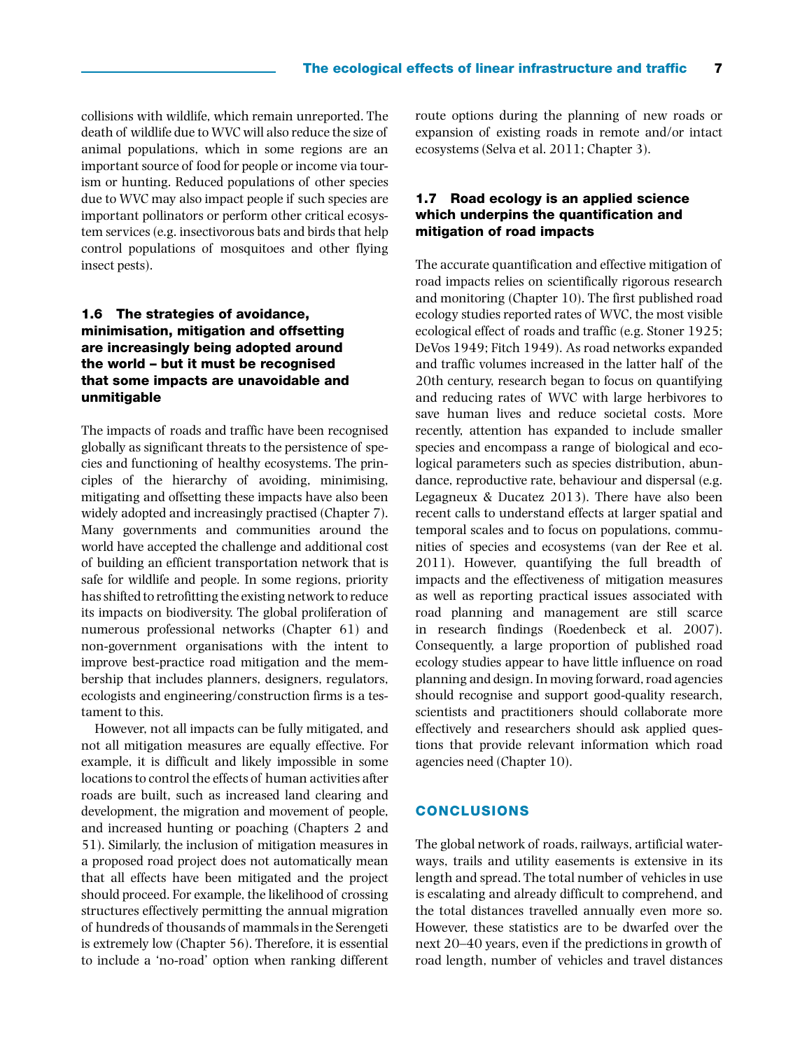collisions with wildlife, which remain unreported. The death of wildlife due to WVC will also reduce the size of animal populations, which in some regions are an important source of food for people or income via tourism or hunting. Reduced populations of other species due to WVC may also impact people if such species are important pollinators or perform other critical ecosystem services (e.g. insectivorous bats and birds that help control populations of mosquitoes and other flying insect pests).

## 1.6 The strategies of avoidance, minimisation, mitigation and offsetting are increasingly being adopted around the world – but it must be recognised that some impacts are unavoidable and unmitigable

The impacts of roads and traffic have been recognised globally as significant threats to the persistence of species and functioning of healthy ecosystems. The principles of the hierarchy of avoiding, minimising, mitigating and offsetting these impacts have also been widely adopted and increasingly practised (Chapter 7). Many governments and communities around the world have accepted the challenge and additional cost of building an efficient transportation network that is safe for wildlife and people. In some regions, priority has shifted to retrofitting the existing network to reduce its impacts on biodiversity. The global proliferation of numerous professional networks (Chapter 61) and non-government organisations with the intent to improve best-practice road mitigation and the membership that includes planners, designers, regulators, ecologists and engineering/construction firms is a testament to this.

However, not all impacts can be fully mitigated, and not all mitigation measures are equally effective. For example, it is difficult and likely impossible in some locations to control the effects of human activities after roads are built, such as increased land clearing and development, the migration and movement of people, and increased hunting or poaching (Chapters 2 and 51). Similarly, the inclusion of mitigation measures in a proposed road project does not automatically mean that all effects have been mitigated and the project should proceed. For example, the likelihood of crossing structures effectively permitting the annual migration of hundreds of thousands of mammals in the Serengeti is extremely low (Chapter 56). Therefore, it is essential to include a 'no-road' option when ranking different route options during the planning of new roads or expansion of existing roads in remote and/or intact ecosystems (Selva et al. 2011; Chapter 3).

## 1.7 Road ecology is an applied science which underpins the quantification and mitigation of road impacts

The accurate quantification and effective mitigation of road impacts relies on scientifically rigorous research and monitoring (Chapter 10). The first published road ecology studies reported rates of WVC, the most visible ecological effect of roads and traffic (e.g. Stoner 1925; DeVos 1949; Fitch 1949). As road networks expanded and traffic volumes increased in the latter half of the 20th century, research began to focus on quantifying and reducing rates of WVC with large herbivores to save human lives and reduce societal costs. More recently, attention has expanded to include smaller species and encompass a range of biological and ecological parameters such as species distribution, abundance, reproductive rate, behaviour and dispersal (e.g. Legagneux & Ducatez 2013). There have also been recent calls to understand effects at larger spatial and temporal scales and to focus on populations, communities of species and ecosystems (van der Ree et al. 2011). However, quantifying the full breadth of impacts and the effectiveness of mitigation measures as well as reporting practical issues associated with road planning and management are still scarce in research findings (Roedenbeck et al. 2007). Consequently, a large proportion of published road ecology studies appear to have little influence on road planning and design. In moving forward, road agencies should recognise and support good-quality research, scientists and practitioners should collaborate more effectively and researchers should ask applied questions that provide relevant information which road agencies need (Chapter 10).

## CONCLUSIONS

The global network of roads, railways, artificial waterways, trails and utility easements is extensive in its length and spread. The total number of vehicles in use is escalating and already difficult to comprehend, and the total distances travelled annually even more so. However, these statistics are to be dwarfed over the next 20–40 years, even if the predictions in growth of road length, number of vehicles and travel distances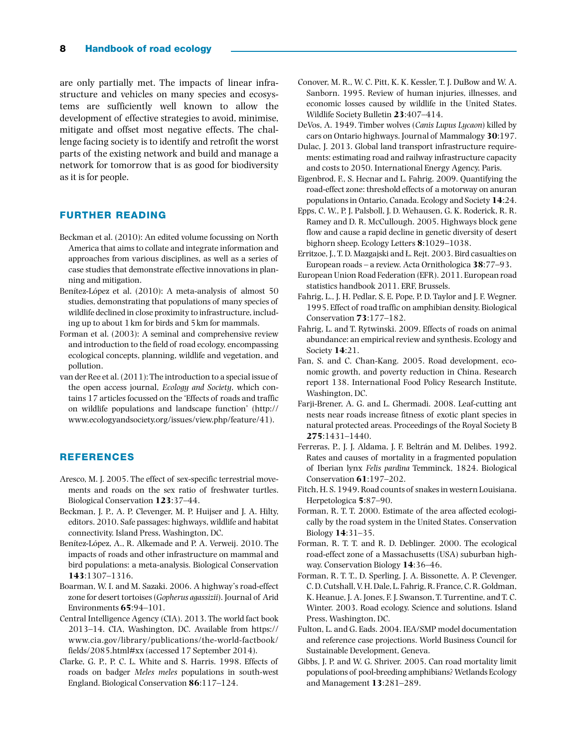are only partially met. The impacts of linear infrastructure and vehicles on many species and ecosystems are sufficiently well known to allow the development of effective strategies to avoid, minimise, mitigate and offset most negative effects. The challenge facing society is to identify and retrofit the worst parts of the existing network and build and manage a network for tomorrow that is as good for biodiversity as it is for people.

## FURTHER READING

Beckman et al. (2010): An edited volume focussing on North America that aims to collate and integrate information and approaches from various disciplines, as well as a series of case studies that demonstrate effective innovations in planning and mitigation.

Benítez-López et al. (2010): A meta-analysis of almost 50 studies, demonstrating that populations of many species of wildlife declined in close proximity to infrastructure, including up to about 1 km for birds and 5 km for mammals.

Forman et al. (2003): A seminal and comprehensive review and introduction to the field of road ecology, encompassing ecological concepts, planning, wildlife and vegetation, and pollution.

van der Ree et al. (2011): The introduction to a special issue of the open access journal, *Ecology and Society*, which contains 17 articles focussed on the 'Effects of roads and traffic on wildlife populations and landscape function' (http://www.ecologyandsociety.org/issues/view.php/feature/41).

## REFERENCES

Aresco, M. J. 2005. The effect of sex-specific terrestrial movements and roads on the sex ratio of freshwater turtles. Biological Conservation **123**:37–44.

Beckman, J. P., A. P. Clevenger, M. P. Huijser and J. A. Hilty, editors. 2010. Safe passages: highways, wildlife and habitat connectivity. Island Press, Washington, DC.

Benítez-López, A., R. Alkemade and P. A. Verweij. 2010. The impacts of roads and other infrastructure on mammal and bird populations: a meta-analysis. Biological Conservation **143**:1307–1316.

Boarman, W. I. and M. Sazaki. 2006. A highway's road-effect zone for desert tortoises (*Gopherus agassizii*). Journal of Arid Environments **65**:94–101.

Central Intelligence Agency (CIA). 2013. The world fact book 2013–14. CIA, Washington, DC. Available from https://www.cia.gov/library/publications/the-world-factbook/fields/2085.html#xx (accessed 17 September 2014).

Clarke, G. P., P. C. L. White and S. Harris. 1998. Effects of roads on badger *Meles meles* populations in south-west England. Biological Conservation **86**:117–124.

Conover, M. R., W. C. Pitt, K. K. Kessler, T. J. DuBow and W. A. Sanborn. 1995. Review of human injuries, illnesses, and economic losses caused by wildlife in the United States. Wildlife Society Bulletin **23**:407–414.

DeVos, A. 1949. Timber wolves (*Canis Lupus Lycaon*) killed by cars on Ontario highways. Journal of Mammalogy **30**:197.

Dulac, J. 2013. Global land transport infrastructure requirements: estimating road and railway infrastructure capacity and costs to 2050. International Energy Agency, Paris.

Eigenbrod, F., S. Hecnar and L. Fahrig. 2009. Quantifying the road-effect zone: threshold effects of a motorway on anuran populations in Ontario, Canada. Ecology and Society **14**:24.

Epps, C. W., P. J. Palsboll, J. D. Wehausen, G. K. Roderick, R. R. Ramey and D. R. McCullough. 2005. Highways block gene flow and cause a rapid decline in genetic diversity of desert bighorn sheep. Ecology Letters **8**:1029–1038.

Erritzoe, J., T. D. Mazgajski and Ł. Rejt. 2003. Bird casualties on European roads – a review. Acta Ornithologica **38**:77–93.

European Union Road Federation (EFR). 2011. European road statistics handbook 2011. ERF, Brussels.

Fahrig, L., J. H. Pedlar, S. E. Pope, P. D. Taylor and J. F. Wegner. 1995. Effect of road traffic on amphibian density. Biological Conservation **73**:177–182.

Fahrig, L. and T. Rytwinski. 2009. Effects of roads on animal abundance: an empirical review and synthesis. Ecology and Society **14**:21.

Fan, S. and C. Chan-Kang. 2005. Road development, economic growth, and poverty reduction in China. Research report 138. International Food Policy Research Institute, Washington, DC.

Farji-Brener, A. G. and L. Ghermadi. 2008. Leaf-cutting ant nests near roads increase fitness of exotic plant species in natural protected areas. Proceedings of the Royal Society B **275**:1431–1440.

Ferreras, P., J. J. Aldama, J. F. Beltrán and M. Delibes. 1992. Rates and causes of mortality in a fragmented population of Iberian lynx *Felis pardina* Temminck, 1824. Biological Conservation **61**:197–202.

Fitch, H. S. 1949. Road counts of snakes in western Louisiana. Herpetologica **5**:87–90.

Forman, R. T. T. 2000. Estimate of the area affected ecologically by the road system in the United States. Conservation Biology **14**:31–35.

Forman, R. T. T. and R. D. Deblinger. 2000. The ecological road-effect zone of a Massachusetts (USA) suburban highway. Conservation Biology **14**:36–46.

Forman, R. T. T., D. Sperling, J. A. Bissonette, A. P. Clevenger, C. D. Cutshall, V. H. Dale, L. Fahrig, R. France, C. R. Goldman, K. Heanue, J. A. Jones, F. J. Swanson, T. Turrentine, and T. C. Winter. 2003. Road ecology. Science and solutions. Island Press, Washington, DC.

Fulton, L. and G. Eads. 2004. IEA/SMP model documentation and reference case projections. World Business Council for Sustainable Development, Geneva.

Gibbs, J. P. and W. G. Shriver. 2005. Can road mortality limit populations of pool-breeding amphibians? Wetlands Ecology and Management **13**:281–289.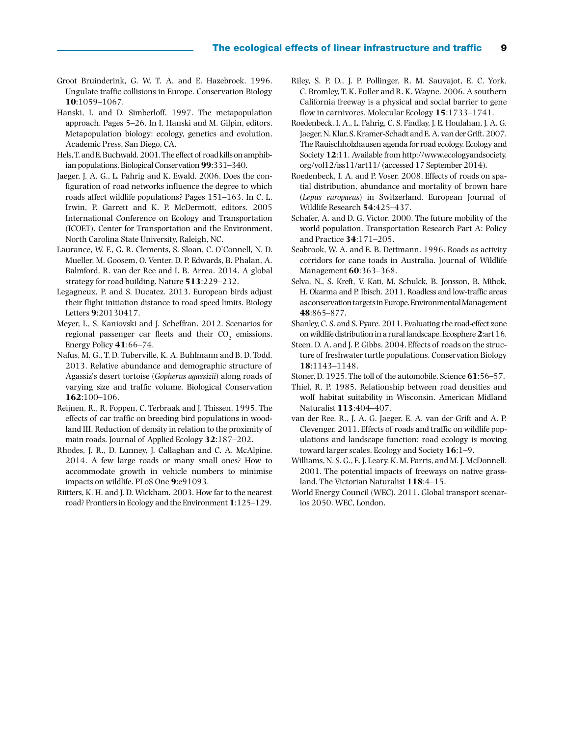Groot Bruinderink, G. W. T. A. and E. Hazebroek. 1996. Ungulate traffic collisions in Europe. Conservation Biology **10**:1059–1067.

Hanski, I. and D. Simberloff. 1997. The metapopulation approach. Pages 5–26. In I. Hanski and M. Gilpin, editors. Metapopulation biology: ecology, genetics and evolution. Academic Press, San Diego, CA.

Hels, T. and E. Buchwald. 2001. The effect of road kills on amphibian populations. Biological Conservation **99**:331–340.

Jaeger, J. A. G., L. Fahrig and K. Ewald. 2006. Does the configuration of road networks influence the degree to which roads affect wildlife populations? Pages 151–163. In C. L. Irwin, P. Garrett and K. P. McDermott, editors. 2005 International Conference on Ecology and Transportation (ICOET). Center for Transportation and the Environment, North Carolina State University, Raleigh, NC.

Laurance, W. F., G. R. Clements, S. Sloan, C. O'Connell, N. D. Mueller, M. Goosem, O. Venter, D. P. Edwards, B. Phalan, A. Balmford, R. van der Ree and I. B. Arrea. 2014. A global strategy for road building. Nature **513**:229–232.

Legagneux, P. and S. Ducatez. 2013. European birds adjust their flight initiation distance to road speed limits. Biology Letters **9**:20130417.

Meyer, I., S. Kaniovski and J. Scheffran. 2012. Scenarios for regional passenger car fleets and their $CO_2$ emissions. Energy Policy **41**:66–74.

Nafus, M. G., T. D. Tuberville, K. A. Buhlmann and B. D. Todd. 2013. Relative abundance and demographic structure of Agassiz's desert tortoise (*Gopherus agassizii*) along roads of varying size and traffic volume. Biological Conservation **162**:100–106.

Reijnen, R., R. Foppen, C. Terbraak and J. Thissen. 1995. The effects of car traffic on breeding bird populations in woodland III. Reduction of density in relation to the proximity of main roads. Journal of Applied Ecology **32**:187–202.

Rhodes, J. R., D. Lunney, J. Callaghan and C. A. McAlpine. 2014. A few large roads or many small ones? How to accommodate growth in vehicle numbers to minimise impacts on wildlife. PLoS One **9**:e91093.

Riitters, K. H. and J. D. Wickham. 2003. How far to the nearest road? Frontiers in Ecology and the Environment **1**:125–129.

Riley, S. P. D., J. P. Pollinger, R. M. Sauvajot, E. C. York, C. Bromley, T. K. Fuller and R. K. Wayne. 2006. A southern California freeway is a physical and social barrier to gene flow in carnivores. Molecular Ecology **15**:1733–1741.

Roedenbeck, I. A., L. Fahrig, C. S. Findlay, J. E. Houlahan, J. A. G. Jaeger, N. Klar, S. Kramer-Schadt and E. A. van der Grift. 2007. The Rauischholzhausen agenda for road ecology. Ecology and Society **12**:11. Available from http://www.ecologyandsociety.org/vol12/iss11/art11/ (accessed 17 September 2014).

Roedenbeck, I. A. and P. Voser. 2008. Effects of roads on spatial distribution, abundance and mortality of brown hare (*Lepus europaeus*) in Switzerland. European Journal of Wildlife Research **54**:425–437.

Schafer, A. and D. G. Victor. 2000. The future mobility of the world population. Transportation Research Part A: Policy and Practice **34**:171–205.

Seabrook, W. A. and E. B. Dettmann. 1996. Roads as activity corridors for cane toads in Australia. Journal of Wildlife Management **60**:363–368.

Selva, N., S. Kreft, V. Kati, M. Schulck, B. Jonsson, B. Mihok, H. Okarma and P. Ibisch. 2011. Roadless and low-traffic areas as conservation targets in Europe. Environmental Management **48**:865–877.

Shanley, C. S. and S. Pyare. 2011. Evaluating the road-effect zone on wildlife distribution in a rural landscape. Ecosphere **2**:art 16.

Steen, D. A. and J. P. Gibbs. 2004. Effects of roads on the structure of freshwater turtle populations. Conservation Biology **18**:1143–1148.

Stoner, D. 1925. The toll of the automobile. Science **61**:56–57.

Thiel, R. P. 1985. Relationship between road densities and wolf habitat suitability in Wisconsin. American Midland Naturalist **113**:404–407.

van der Ree, R., J. A. G. Jaeger, E. A. van der Grift and A. P. Clevenger. 2011. Effects of roads and traffic on wildlife populations and landscape function: road ecology is moving toward larger scales. Ecology and Society **16**:1–9.

Williams, N. S. G., E. J. Leary, K. M. Parris, and M. J. McDonnell. 2001. The potential impacts of freeways on native grassland. The Victorian Naturalist **118**:4–15.

World Energy Council (WEC). 2011. Global transport scenarios 2050. WEC, London.